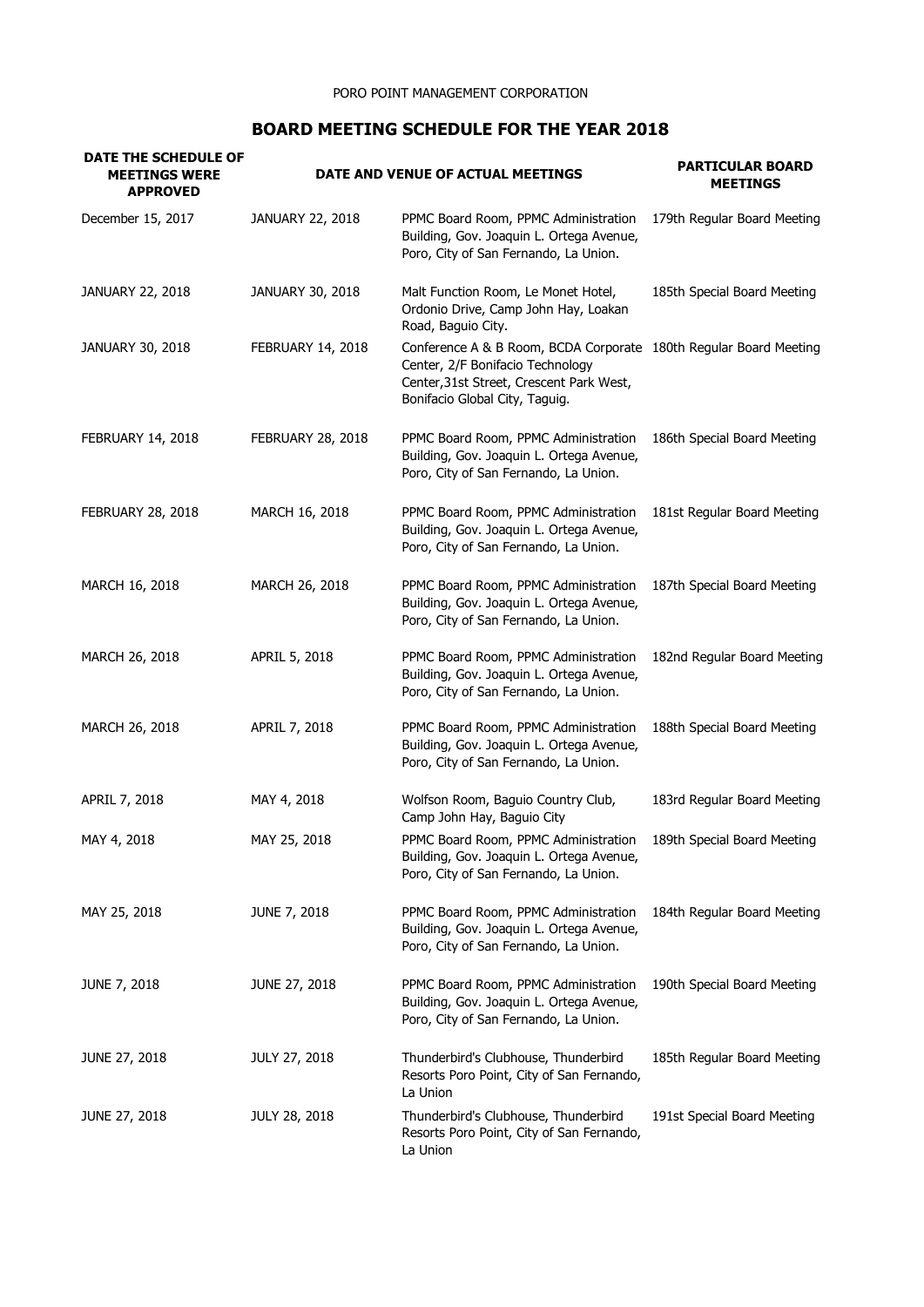PORO POINT MANAGEMENT CORPORATION

## BOARD MEETING SCHEDULE FOR THE YEAR 2018

| DATE THE SCHEDULE OF MEETINGS WERE APPROVED | DATE AND VENUE OF ACTUAL MEETINGS | | PARTICULAR BOARD MEETINGS |
|---|---|---|---|
| December 15, 2017 | JANUARY 22, 2018 | PPMC Board Room, PPMC Administration Building, Gov. Joaquin L. Ortega Avenue, Poro, City of San Fernando, La Union. | 179th Regular Board Meeting |
| JANUARY 22, 2018 | JANUARY 30, 2018 | Malt Function Room, Le Monet Hotel, Ordonio Drive, Camp John Hay, Loakan Road, Baguio City. | 185th Special Board Meeting |
| JANUARY 30, 2018 | FEBRUARY 14, 2018 | Conference A & B Room, BCDA Corporate Center, 2/F Bonifacio Technology Center,31st Street, Crescent Park West, Bonifacio Global City, Taguig. | 180th Regular Board Meeting |
| FEBRUARY 14, 2018 | FEBRUARY 28, 2018 | PPMC Board Room, PPMC Administration Building, Gov. Joaquin L. Ortega Avenue, Poro, City of San Fernando, La Union. | 186th Special Board Meeting |
| FEBRUARY 28, 2018 | MARCH 16, 2018 | PPMC Board Room, PPMC Administration Building, Gov. Joaquin L. Ortega Avenue, Poro, City of San Fernando, La Union. | 181st Regular Board Meeting |
| MARCH 16, 2018 | MARCH 26, 2018 | PPMC Board Room, PPMC Administration Building, Gov. Joaquin L. Ortega Avenue, Poro, City of San Fernando, La Union. | 187th Special Board Meeting |
| MARCH 26, 2018 | APRIL 5, 2018 | PPMC Board Room, PPMC Administration Building, Gov. Joaquin L. Ortega Avenue, Poro, City of San Fernando, La Union. | 182nd Regular Board Meeting |
| MARCH 26, 2018 | APRIL 7, 2018 | PPMC Board Room, PPMC Administration Building, Gov. Joaquin L. Ortega Avenue, Poro, City of San Fernando, La Union. | 188th Special Board Meeting |
| APRIL 7, 2018 | MAY 4, 2018 | Wolfson Room, Baguio Country Club, Camp John Hay, Baguio City | 183rd Regular Board Meeting |
| MAY 4, 2018 | MAY 25, 2018 | PPMC Board Room, PPMC Administration Building, Gov. Joaquin L. Ortega Avenue, Poro, City of San Fernando, La Union. | 189th Special Board Meeting |
| MAY 25, 2018 | JUNE 7, 2018 | PPMC Board Room, PPMC Administration Building, Gov. Joaquin L. Ortega Avenue, Poro, City of San Fernando, La Union. | 184th Regular Board Meeting |
| JUNE 7, 2018 | JUNE 27, 2018 | PPMC Board Room, PPMC Administration Building, Gov. Joaquin L. Ortega Avenue, Poro, City of San Fernando, La Union. | 190th Special Board Meeting |
| JUNE 27, 2018 | JULY 27, 2018 | Thunderbird's Clubhouse, Thunderbird Resorts Poro Point, City of San Fernando, La Union | 185th Regular Board Meeting |
| JUNE 27, 2018 | JULY 28, 2018 | Thunderbird's Clubhouse, Thunderbird Resorts Poro Point, City of San Fernando, La Union | 191st Special Board Meeting |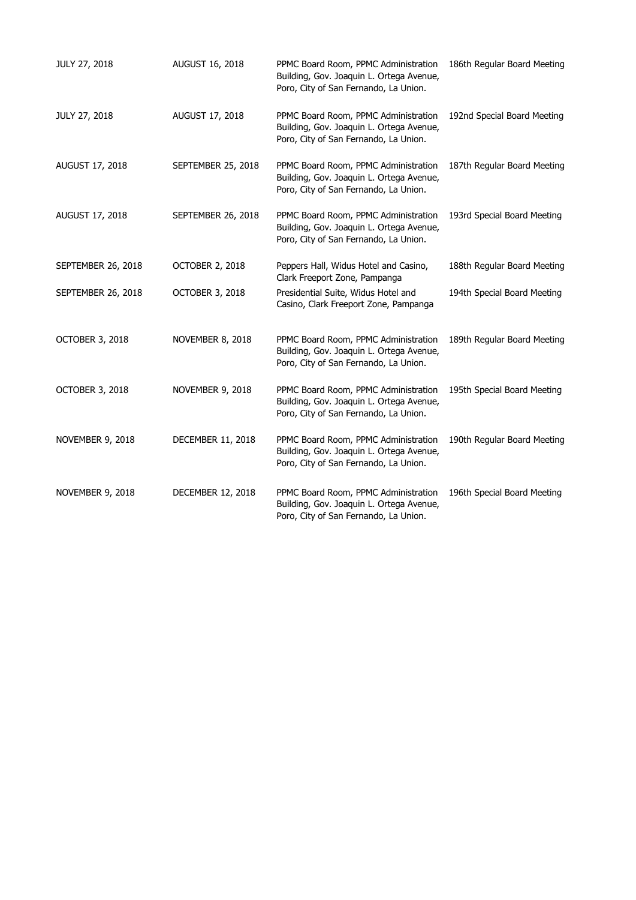| | | | |
|---|---|---|---|
| JULY 27, 2018 | AUGUST 16, 2018 | PPMC Board Room, PPMC Administration Building, Gov. Joaquin L. Ortega Avenue, Poro, City of San Fernando, La Union. | 186th Regular Board Meeting |
| JULY 27, 2018 | AUGUST 17, 2018 | PPMC Board Room, PPMC Administration Building, Gov. Joaquin L. Ortega Avenue, Poro, City of San Fernando, La Union. | 192nd Special Board Meeting |
| AUGUST 17, 2018 | SEPTEMBER 25, 2018 | PPMC Board Room, PPMC Administration Building, Gov. Joaquin L. Ortega Avenue, Poro, City of San Fernando, La Union. | 187th Regular Board Meeting |
| AUGUST 17, 2018 | SEPTEMBER 26, 2018 | PPMC Board Room, PPMC Administration Building, Gov. Joaquin L. Ortega Avenue, Poro, City of San Fernando, La Union. | 193rd Special Board Meeting |
| SEPTEMBER 26, 2018 | OCTOBER 2, 2018 | Peppers Hall, Widus Hotel and Casino, Clark Freeport Zone, Pampanga | 188th Regular Board Meeting |
| SEPTEMBER 26, 2018 | OCTOBER 3, 2018 | Presidential Suite, Widus Hotel and Casino, Clark Freeport Zone, Pampanga | 194th Special Board Meeting |
| OCTOBER 3, 2018 | NOVEMBER 8, 2018 | PPMC Board Room, PPMC Administration Building, Gov. Joaquin L. Ortega Avenue, Poro, City of San Fernando, La Union. | 189th Regular Board Meeting |
| OCTOBER 3, 2018 | NOVEMBER 9, 2018 | PPMC Board Room, PPMC Administration Building, Gov. Joaquin L. Ortega Avenue, Poro, City of San Fernando, La Union. | 195th Special Board Meeting |
| NOVEMBER 9, 2018 | DECEMBER 11, 2018 | PPMC Board Room, PPMC Administration Building, Gov. Joaquin L. Ortega Avenue, Poro, City of San Fernando, La Union. | 190th Regular Board Meeting |
| NOVEMBER 9, 2018 | DECEMBER 12, 2018 | PPMC Board Room, PPMC Administration Building, Gov. Joaquin L. Ortega Avenue, Poro, City of San Fernando, La Union. | 196th Special Board Meeting |